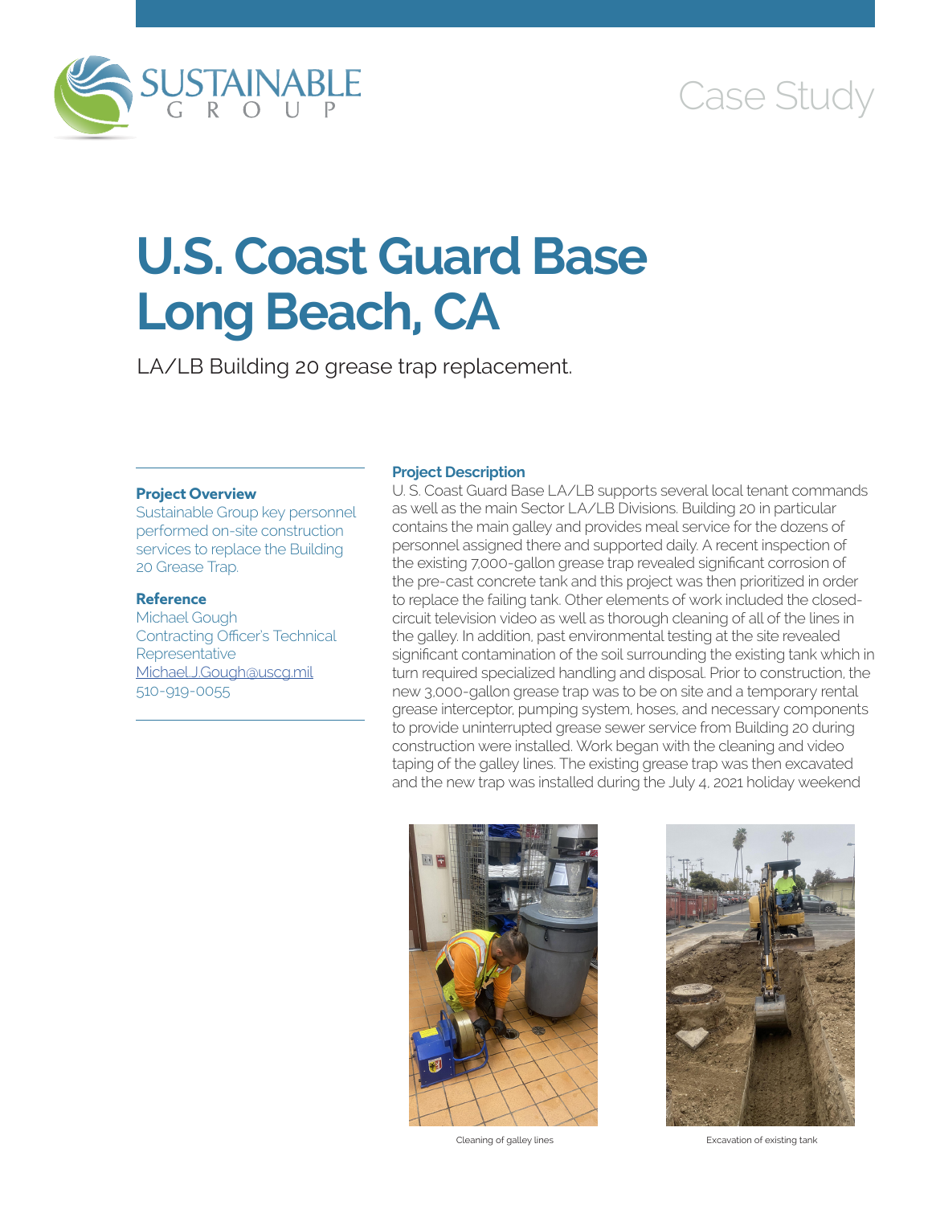SUSTAINABLE GROUP

Case Study

# U.S. Coast Guard Base Long Beach, CA

LA/LB Building 20 grease trap replacement.

### Project Overview

Sustainable Group key personnel performed on-site construction services to replace the Building 20 Grease Trap.

### Reference

Michael Gough
Contracting Officer's Technical Representative
Michael.J.Gough@uscg.mil
510-919-0055

### Project Description

U. S. Coast Guard Base LA/LB supports several local tenant commands as well as the main Sector LA/LB Divisions. Building 20 in particular contains the main galley and provides meal service for the dozens of personnel assigned there and supported daily. A recent inspection of the existing 7,000-gallon grease trap revealed significant corrosion of the pre-cast concrete tank and this project was then prioritized in order to replace the failing tank. Other elements of work included the closed-circuit television video as well as thorough cleaning of all of the lines in the galley. In addition, past environmental testing at the site revealed significant contamination of the soil surrounding the existing tank which in turn required specialized handling and disposal. Prior to construction, the new 3,000-gallon grease trap was to be on site and a temporary rental grease interceptor, pumping system, hoses, and necessary components to provide uninterrupted grease sewer service from Building 20 during construction were installed. Work began with the cleaning and video taping of the galley lines. The existing grease trap was then excavated and the new trap was installed during the July 4, 2021 holiday weekend

Cleaning of galley lines

Excavation of existing tank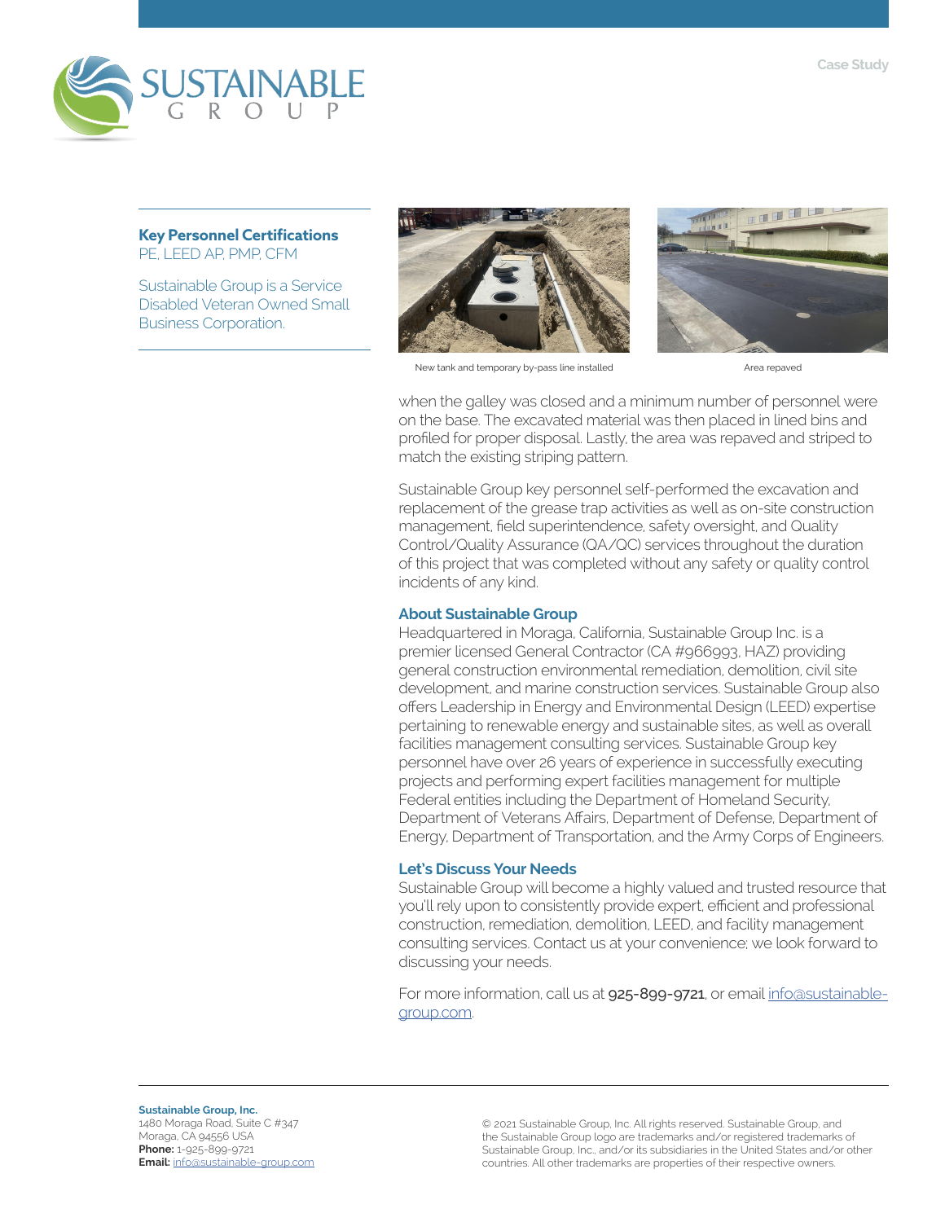**Key Personnel Certifications**
PE, LEED AP, PMP, CFM

Sustainable Group is a Service Disabled Veteran Owned Small Business Corporation.

New tank and temporary by-pass line installed

Area repaved

when the galley was closed and a minimum number of personnel were on the base. The excavated material was then placed in lined bins and profiled for proper disposal. Lastly, the area was repaved and striped to match the existing striping pattern.

Sustainable Group key personnel self-performed the excavation and replacement of the grease trap activities as well as on-site construction management, field superintendence, safety oversight, and Quality Control/Quality Assurance (QA/QC) services throughout the duration of this project that was completed without any safety or quality control incidents of any kind.

### About Sustainable Group

Headquartered in Moraga, California, Sustainable Group Inc. is a premier licensed General Contractor (CA #966993, HAZ) providing general construction environmental remediation, demolition, civil site development, and marine construction services. Sustainable Group also offers Leadership in Energy and Environmental Design (LEED) expertise pertaining to renewable energy and sustainable sites, as well as overall facilities management consulting services. Sustainable Group key personnel have over 26 years of experience in successfully executing projects and performing expert facilities management for multiple Federal entities including the Department of Homeland Security, Department of Veterans Affairs, Department of Defense, Department of Energy, Department of Transportation, and the Army Corps of Engineers.

### Let's Discuss Your Needs

Sustainable Group will become a highly valued and trusted resource that you'll rely upon to consistently provide expert, efficient and professional construction, remediation, demolition, LEED, and facility management consulting services. Contact us at your convenience; we look forward to discussing your needs.

For more information, call us at **925-899-9721**, or email info@sustainable-group.com.

**Sustainable Group, Inc.**
1480 Moraga Road, Suite C #347
Moraga, CA 94556 USA
**Phone:** 1-925-899-9721
**Email:** info@sustainable-group.com

© 2021 Sustainable Group, Inc. All rights reserved. Sustainable Group, and the Sustainable Group logo are trademarks and/or registered trademarks of Sustainable Group, Inc., and/or its subsidiaries in the United States and/or other countries. All other trademarks are properties of their respective owners.